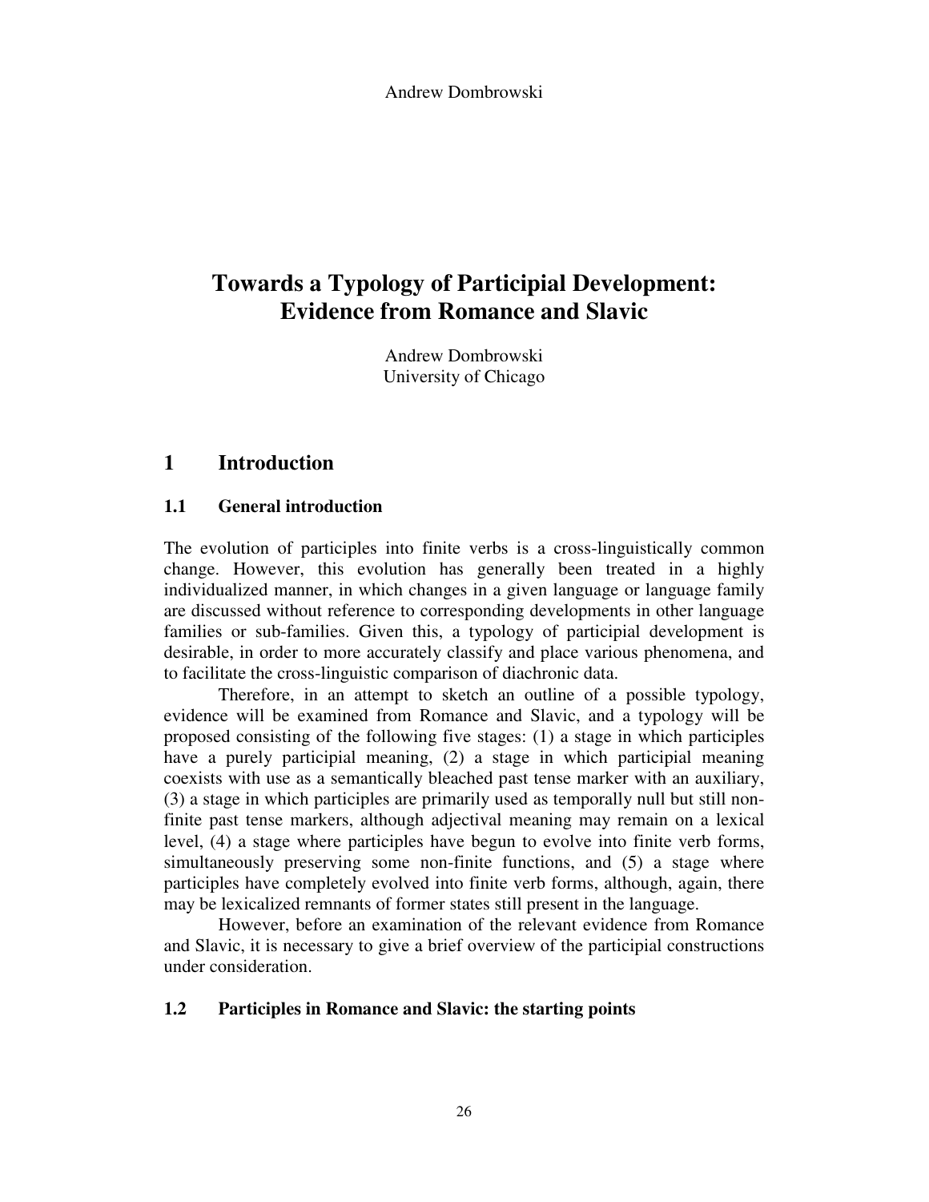# Towards a Typology of Participial Development: Evidence from Romance and Slavic

Andrew Dombrowski
University of Chicago

## 1 Introduction

### 1.1 General introduction

The evolution of participles into finite verbs is a cross-linguistically common change. However, this evolution has generally been treated in a highly individualized manner, in which changes in a given language or language family are discussed without reference to corresponding developments in other language families or sub-families. Given this, a typology of participial development is desirable, in order to more accurately classify and place various phenomena, and to facilitate the cross-linguistic comparison of diachronic data.

Therefore, in an attempt to sketch an outline of a possible typology, evidence will be examined from Romance and Slavic, and a typology will be proposed consisting of the following five stages: (1) a stage in which participles have a purely participial meaning, (2) a stage in which participial meaning coexists with use as a semantically bleached past tense marker with an auxiliary, (3) a stage in which participles are primarily used as temporally null but still non-finite past tense markers, although adjectival meaning may remain on a lexical level, (4) a stage where participles have begun to evolve into finite verb forms, simultaneously preserving some non-finite functions, and (5) a stage where participles have completely evolved into finite verb forms, although, again, there may be lexicalized remnants of former states still present in the language.

However, before an examination of the relevant evidence from Romance and Slavic, it is necessary to give a brief overview of the participial constructions under consideration.

### 1.2 Participles in Romance and Slavic: the starting points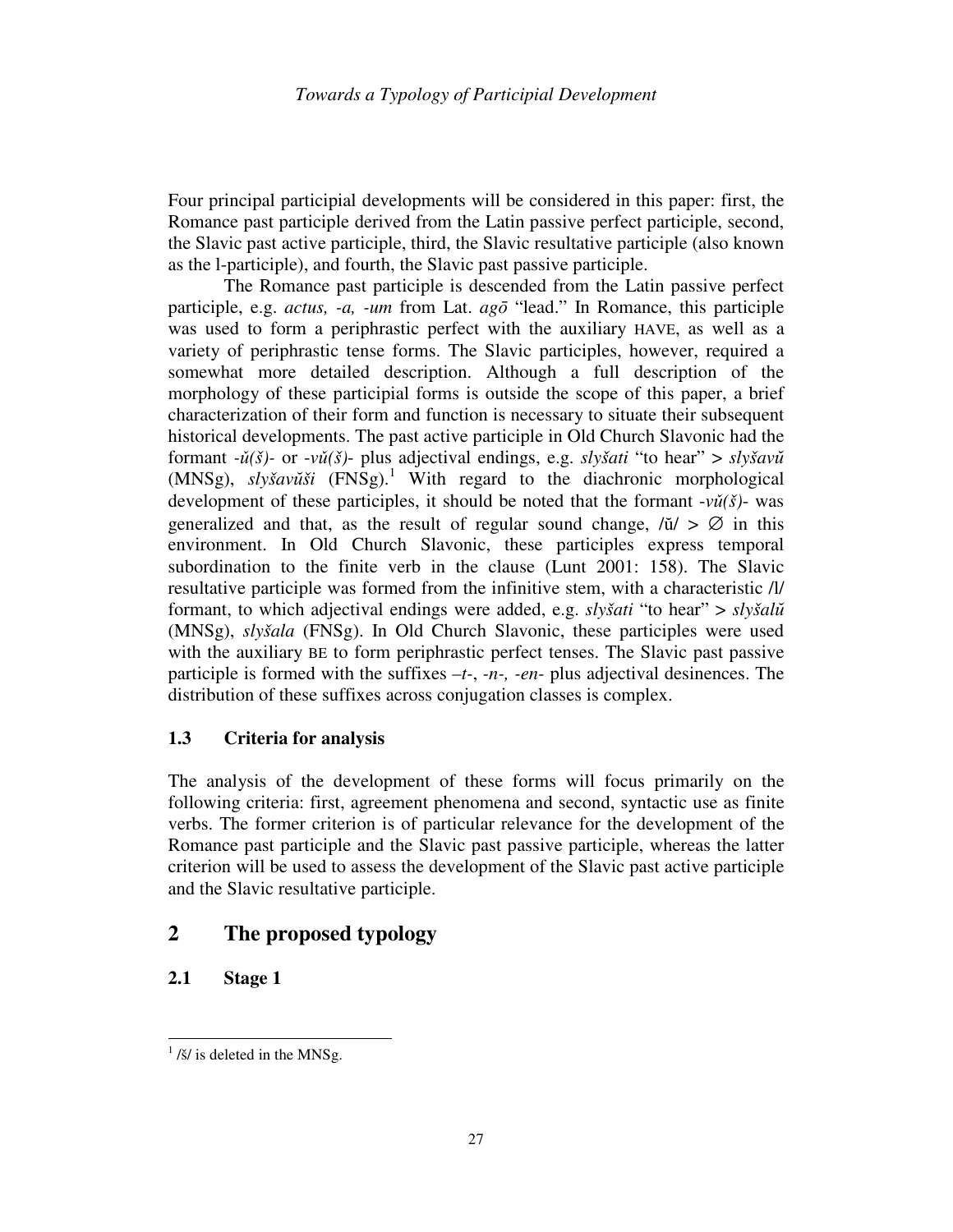Four principal participial developments will be considered in this paper: first, the Romance past participle derived from the Latin passive perfect participle, second, the Slavic past active participle, third, the Slavic resultative participle (also known as the l-participle), and fourth, the Slavic past passive participle.

The Romance past participle is descended from the Latin passive perfect participle, e.g. *actus, -a, -um* from Lat. *agō* "lead." In Romance, this participle was used to form a periphrastic perfect with the auxiliary HAVE, as well as a variety of periphrastic tense forms. The Slavic participles, however, required a somewhat more detailed description. Although a full description of the morphology of these participial forms is outside the scope of this paper, a brief characterization of their form and function is necessary to situate their subsequent historical developments. The past active participle in Old Church Slavonic had the formant *-ŭ(š)-* or *-vŭ(š)-* plus adjectival endings, e.g. *slyšati* "to hear" > *slyšavŭ* (MNSg), *slyšavŭši* (FNSg).[1] With regard to the diachronic morphological development of these participles, it should be noted that the formant *-vŭ(š)-* was generalized and that, as the result of regular sound change, /ŭ/ > ∅ in this environment. In Old Church Slavonic, these participles express temporal subordination to the finite verb in the clause (Lunt 2001: 158). The Slavic resultative participle was formed from the infinitive stem, with a characteristic /l/ formant, to which adjectival endings were added, e.g. *slyšati* "to hear" > *slyšalŭ* (MNSg), *slyšala* (FNSg). In Old Church Slavonic, these participles were used with the auxiliary BE to form periphrastic perfect tenses. The Slavic past passive participle is formed with the suffixes *–t-*, *-n-, -en-* plus adjectival desinences. The distribution of these suffixes across conjugation classes is complex.

### 1.3 Criteria for analysis

The analysis of the development of these forms will focus primarily on the following criteria: first, agreement phenomena and second, syntactic use as finite verbs. The former criterion is of particular relevance for the development of the Romance past participle and the Slavic past passive participle, whereas the latter criterion will be used to assess the development of the Slavic past active participle and the Slavic resultative participle.

## 2 The proposed typology

### 2.1 Stage 1

[1] /š/ is deleted in the MNSg.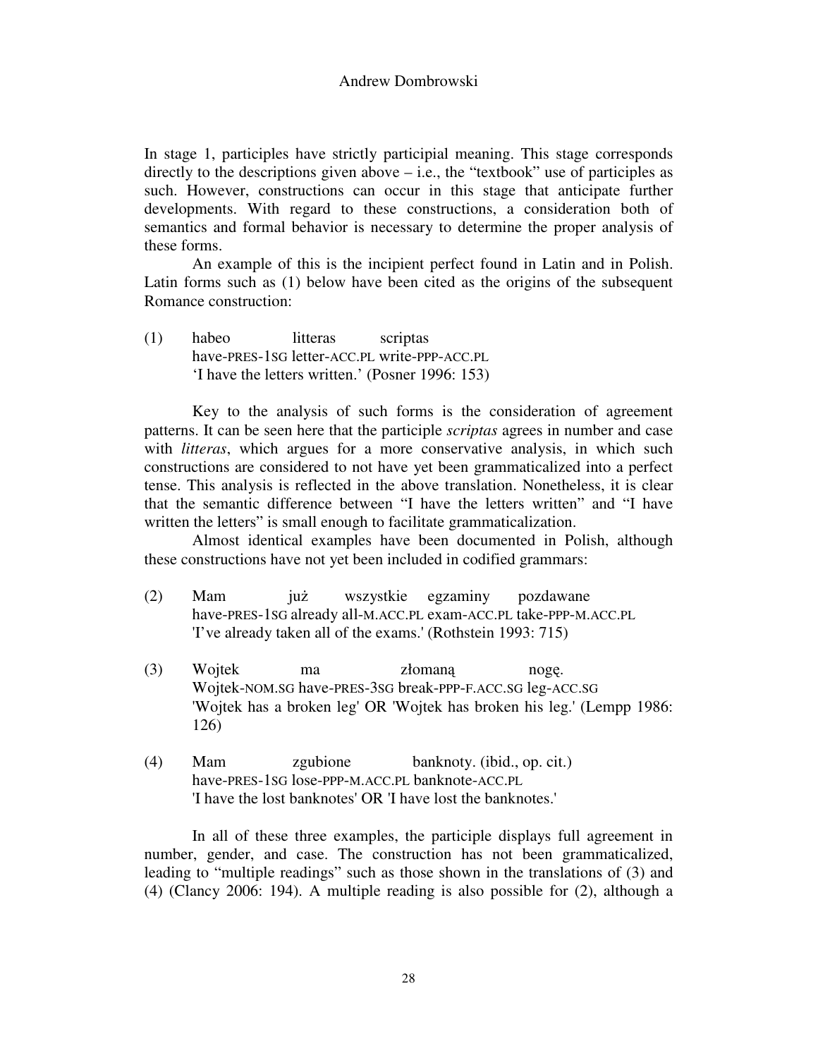In stage 1, participles have strictly participial meaning. This stage corresponds directly to the descriptions given above – i.e., the "textbook" use of participles as such. However, constructions can occur in this stage that anticipate further developments. With regard to these constructions, a consideration both of semantics and formal behavior is necessary to determine the proper analysis of these forms.

An example of this is the incipient perfect found in Latin and in Polish. Latin forms such as (1) below have been cited as the origins of the subsequent Romance construction:

(1) habeo litteras scriptas
have-PRES-1SG letter-ACC.PL write-PPP-ACC.PL
'I have the letters written.' (Posner 1996: 153)

Key to the analysis of such forms is the consideration of agreement patterns. It can be seen here that the participle *scriptas* agrees in number and case with *litteras*, which argues for a more conservative analysis, in which such constructions are considered to not have yet been grammaticalized into a perfect tense. This analysis is reflected in the above translation. Nonetheless, it is clear that the semantic difference between "I have the letters written" and "I have written the letters" is small enough to facilitate grammaticalization.

Almost identical examples have been documented in Polish, although these constructions have not yet been included in codified grammars:

(2) Mam już wszystkie egzaminy pozdawane
have-PRES-1SG already all-M.ACC.PL exam-ACC.PL take-PPP-M.ACC.PL
'I've already taken all of the exams.' (Rothstein 1993: 715)

(3) Wojtek ma złomaną nogę.
Wojtek-NOM.SG have-PRES-3SG break-PPP-F.ACC.SG leg-ACC.SG
'Wojtek has a broken leg' OR 'Wojtek has broken his leg.' (Lempp 1986: 126)

(4) Mam zgubione banknoty. (ibid., op. cit.)
have-PRES-1SG lose-PPP-M.ACC.PL banknote-ACC.PL
'I have the lost banknotes' OR 'I have lost the banknotes.'

In all of these three examples, the participle displays full agreement in number, gender, and case. The construction has not been grammaticalized, leading to "multiple readings" such as those shown in the translations of (3) and (4) (Clancy 2006: 194). A multiple reading is also possible for (2), although a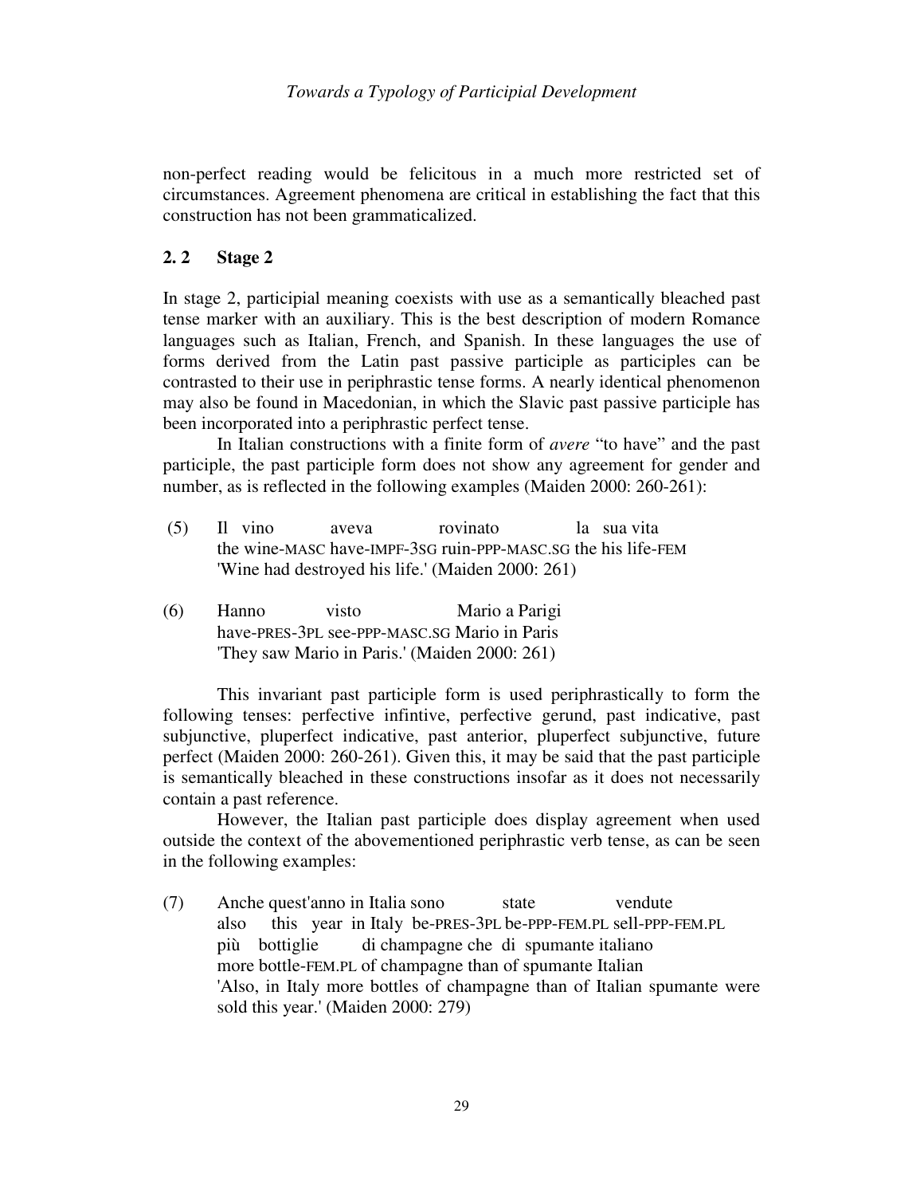non-perfect reading would be felicitous in a much more restricted set of circumstances. Agreement phenomena are critical in establishing the fact that this construction has not been grammaticalized.

## 2. 2 Stage 2

In stage 2, participial meaning coexists with use as a semantically bleached past tense marker with an auxiliary. This is the best description of modern Romance languages such as Italian, French, and Spanish. In these languages the use of forms derived from the Latin past passive participle as participles can be contrasted to their use in periphrastic tense forms. A nearly identical phenomenon may also be found in Macedonian, in which the Slavic past passive participle has been incorporated into a periphrastic perfect tense.

In Italian constructions with a finite form of *avere* "to have" and the past participle, the past participle form does not show any agreement for gender and number, as is reflected in the following examples (Maiden 2000: 260-261):

(5) Il vino aveva rovinato la sua vita
the wine-MASC have-IMPF-3SG ruin-PPP-MASC.SG the his life-FEM
'Wine had destroyed his life.' (Maiden 2000: 261)

(6) Hanno visto Mario a Parigi
have-PRES-3PL see-PPP-MASC.SG Mario in Paris
'They saw Mario in Paris.' (Maiden 2000: 261)

This invariant past participle form is used periphrastically to form the following tenses: perfective infintive, perfective gerund, past indicative, past subjunctive, pluperfect indicative, past anterior, pluperfect subjunctive, future perfect (Maiden 2000: 260-261). Given this, it may be said that the past participle is semantically bleached in these constructions insofar as it does not necessarily contain a past reference.

However, the Italian past participle does display agreement when used outside the context of the abovementioned periphrastic verb tense, as can be seen in the following examples:

(7) Anche quest'anno in Italia sono state vendute
also this year in Italy be-PRES-3PL be-PPP-FEM.PL sell-PPP-FEM.PL
più bottiglie di champagne che di spumante italiano
more bottle-FEM.PL of champagne than of spumante Italian
'Also, in Italy more bottles of champagne than of Italian spumante were sold this year.' (Maiden 2000: 279)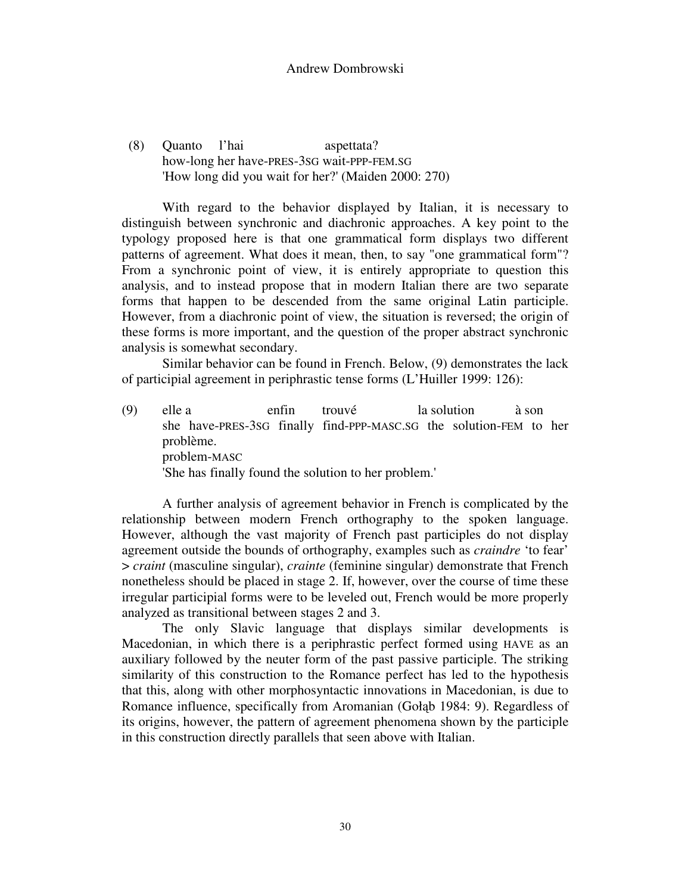(8) Quanto l'hai aspettata?
how-long her have-PRES-3SG wait-PPP-FEM.SG
'How long did you wait for her?' (Maiden 2000: 270)

With regard to the behavior displayed by Italian, it is necessary to distinguish between synchronic and diachronic approaches. A key point to the typology proposed here is that one grammatical form displays two different patterns of agreement. What does it mean, then, to say "one grammatical form"? From a synchronic point of view, it is entirely appropriate to question this analysis, and to instead propose that in modern Italian there are two separate forms that happen to be descended from the same original Latin participle. However, from a diachronic point of view, the situation is reversed; the origin of these forms is more important, and the question of the proper abstract synchronic analysis is somewhat secondary.

Similar behavior can be found in French. Below, (9) demonstrates the lack of participial agreement in periphrastic tense forms (L'Huiller 1999: 126):

(9) elle a enfin trouvé la solution à son problème.
she have-PRES-3SG finally find-PPP-MASC.SG the solution-FEM to her problem-MASC
'She has finally found the solution to her problem.'

A further analysis of agreement behavior in French is complicated by the relationship between modern French orthography to the spoken language. However, although the vast majority of French past participles do not display agreement outside the bounds of orthography, examples such as *craindre* 'to fear' > *craint* (masculine singular), *crainte* (feminine singular) demonstrate that French nonetheless should be placed in stage 2. If, however, over the course of time these irregular participial forms were to be leveled out, French would be more properly analyzed as transitional between stages 2 and 3.

The only Slavic language that displays similar developments is Macedonian, in which there is a periphrastic perfect formed using HAVE as an auxiliary followed by the neuter form of the past passive participle. The striking similarity of this construction to the Romance perfect has led to the hypothesis that this, along with other morphosyntactic innovations in Macedonian, is due to Romance influence, specifically from Aromanian (Gołąb 1984: 9). Regardless of its origins, however, the pattern of agreement phenomena shown by the participle in this construction directly parallels that seen above with Italian.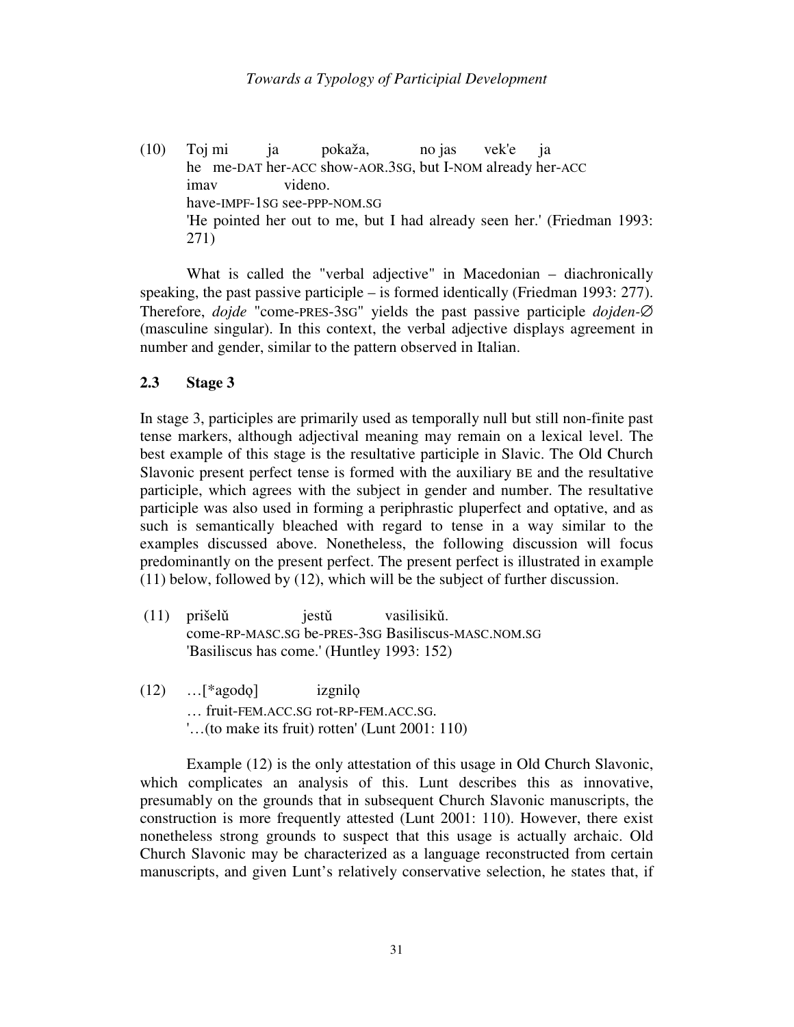(10) Toj mi ja pokaža, no jas vek'e ja
he me-DAT her-ACC show-AOR.3SG, but I-NOM already her-ACC
imav videno.
have-IMPF-1SG see-PPP-NOM.SG
'He pointed her out to me, but I had already seen her.' (Friedman 1993: 271)

What is called the "verbal adjective" in Macedonian – diachronically speaking, the past passive participle – is formed identically (Friedman 1993: 277). Therefore, *dojde* "come-PRES-3SG" yields the past passive participle *dojden-∅* (masculine singular). In this context, the verbal adjective displays agreement in number and gender, similar to the pattern observed in Italian.

### 2.3 Stage 3

In stage 3, participles are primarily used as temporally null but still non-finite past tense markers, although adjectival meaning may remain on a lexical level. The best example of this stage is the resultative participle in Slavic. The Old Church Slavonic present perfect tense is formed with the auxiliary BE and the resultative participle, which agrees with the subject in gender and number. The resultative participle was also used in forming a periphrastic pluperfect and optative, and as such is semantically bleached with regard to tense in a way similar to the examples discussed above. Nonetheless, the following discussion will focus predominantly on the present perfect. The present perfect is illustrated in example (11) below, followed by (12), which will be the subject of further discussion.

(11) prišelŭ jestŭ vasilisikŭ.
come-RP-MASC.SG be-PRES-3SG Basiliscus-MASC.NOM.SG
'Basiliscus has come.' (Huntley 1993: 152)

(12) …[*agodǫ] izgnilǫ
… fruit-FEM.ACC.SG rot-RP-FEM.ACC.SG.
'…(to make its fruit) rotten' (Lunt 2001: 110)

Example (12) is the only attestation of this usage in Old Church Slavonic, which complicates an analysis of this. Lunt describes this as innovative, presumably on the grounds that in subsequent Church Slavonic manuscripts, the construction is more frequently attested (Lunt 2001: 110). However, there exist nonetheless strong grounds to suspect that this usage is actually archaic. Old Church Slavonic may be characterized as a language reconstructed from certain manuscripts, and given Lunt's relatively conservative selection, he states that, if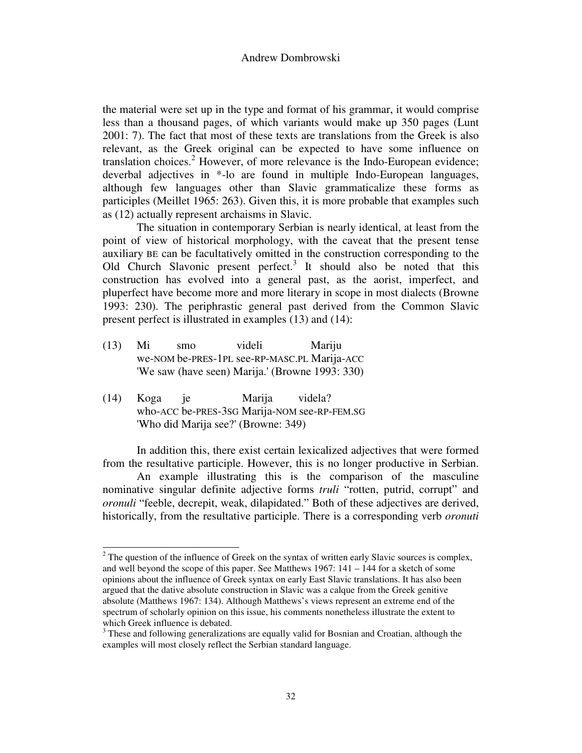the material were set up in the type and format of his grammar, it would comprise less than a thousand pages, of which variants would make up 350 pages (Lunt 2001: 7). The fact that most of these texts are translations from the Greek is also relevant, as the Greek original can be expected to have some influence on translation choices.[2] However, of more relevance is the Indo-European evidence; deverbal adjectives in *-lo are found in multiple Indo-European languages, although few languages other than Slavic grammaticalize these forms as participles (Meillet 1965: 263). Given this, it is more probable that examples such as (12) actually represent archaisms in Slavic.

The situation in contemporary Serbian is nearly identical, at least from the point of view of historical morphology, with the caveat that the present tense auxiliary BE can be facultatively omitted in the construction corresponding to the Old Church Slavonic present perfect.[3] It should also be noted that this construction has evolved into a general past, as the aorist, imperfect, and pluperfect have become more and more literary in scope in most dialects (Browne 1993: 230). The periphrastic general past derived from the Common Slavic present perfect is illustrated in examples (13) and (14):

(13) Mi smo videli Mariju
we-NOM be-PRES-1PL see-RP-MASC.PL Marija-ACC
'We saw (have seen) Marija.' (Browne 1993: 330)

(14) Koga je Marija videla?
who-ACC be-PRES-3SG Marija-NOM see-RP-FEM.SG
'Who did Marija see?' (Browne: 349)

In addition this, there exist certain lexicalized adjectives that were formed from the resultative participle. However, this is no longer productive in Serbian.

An example illustrating this is the comparison of the masculine nominative singular definite adjective forms *truli* "rotten, putrid, corrupt" and *oronuli* "feeble, decrepit, weak, dilapidated." Both of these adjectives are derived, historically, from the resultative participle. There is a corresponding verb *oronuti*

---

[2] The question of the influence of Greek on the syntax of written early Slavic sources is complex, and well beyond the scope of this paper. See Matthews 1967: 141 – 144 for a sketch of some opinions about the influence of Greek syntax on early East Slavic translations. It has also been argued that the dative absolute construction in Slavic was a calque from the Greek genitive absolute (Matthews 1967: 134). Although Matthews's views represent an extreme end of the spectrum of scholarly opinion on this issue, his comments nonetheless illustrate the extent to which Greek influence is debated.

[3] These and following generalizations are equally valid for Bosnian and Croatian, although the examples will most closely reflect the Serbian standard language.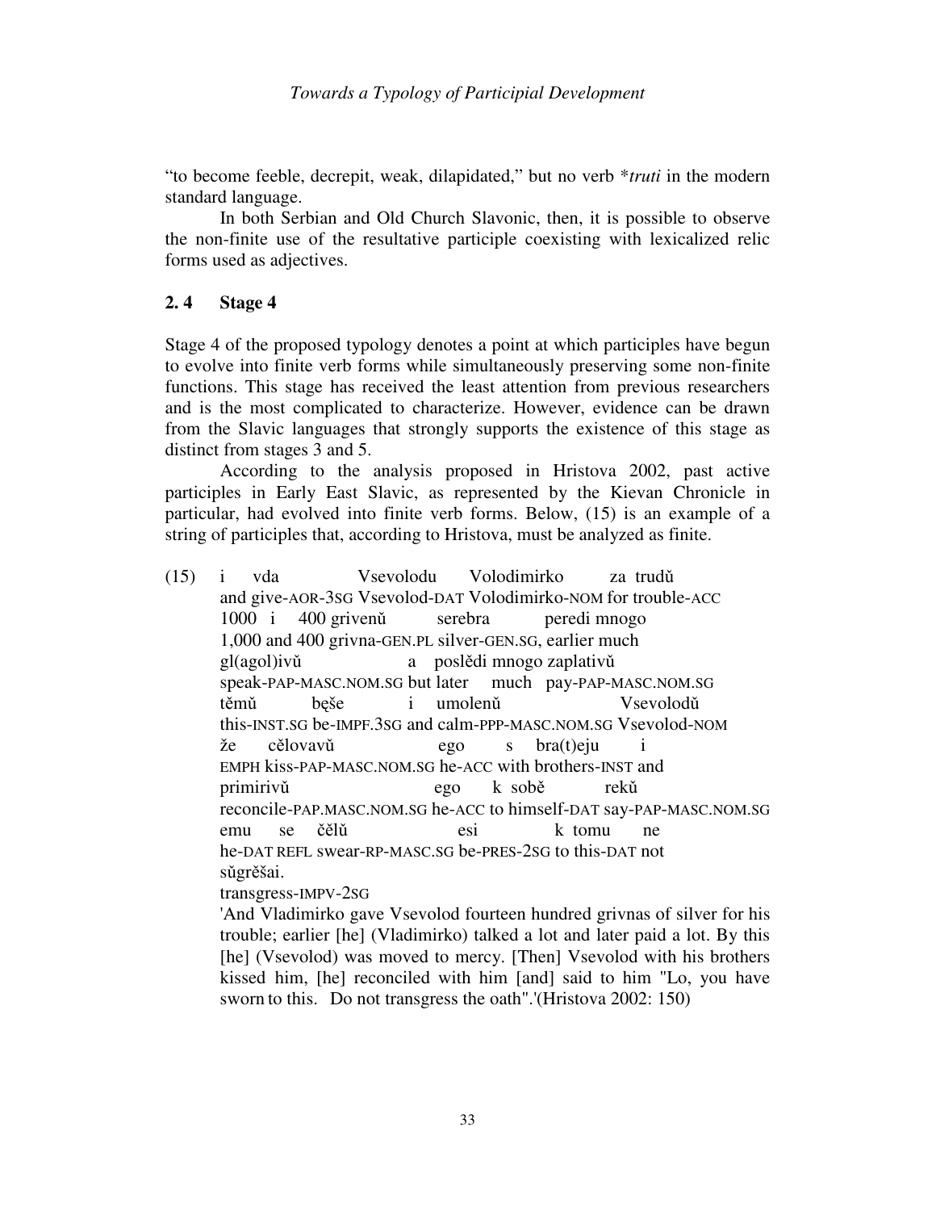"to become feeble, decrepit, weak, dilapidated," but no verb **truti* in the modern standard language.

In both Serbian and Old Church Slavonic, then, it is possible to observe the non-finite use of the resultative participle coexisting with lexicalized relic forms used as adjectives.

## 2. 4 Stage 4

Stage 4 of the proposed typology denotes a point at which participles have begun to evolve into finite verb forms while simultaneously preserving some non-finite functions. This stage has received the least attention from previous researchers and is the most complicated to characterize. However, evidence can be drawn from the Slavic languages that strongly supports the existence of this stage as distinct from stages 3 and 5.

According to the analysis proposed in Hristova 2002, past active participles in Early East Slavic, as represented by the Kievan Chronicle in particular, had evolved into finite verb forms. Below, (15) is an example of a string of participles that, according to Hristova, must be analyzed as finite.

(15) i vda Vsevolodu Volodimirko za trudŭ
and give-AOR-3SG Vsevolod-DAT Volodimirko-NOM for trouble-ACC
1000 i 400 grivenŭ serebra peredi mnogo
1,000 and 400 grivna-GEN.PL silver-GEN.SG, earlier much
gl(agol)ivŭ a poslědi mnogo zaplativŭ
speak-PAP-MASC.NOM.SG but later much pay-PAP-MASC.NOM.SG
těmŭ bęše i umolenŭ Vsevolodŭ
this-INST.SG be-IMPF.3SG and calm-PPP-MASC.NOM.SG Vsevolod-NOM
že cělovavŭ ego s bra(t)eju i
EMPH kiss-PAP-MASC.NOM.SG he-ACC with brothers-INST and
primirivŭ ego k sobě rekŭ
reconcile-PAP.MASC.NOM.SG he-ACC to himself-DAT say-PAP-MASC.NOM.SG
emu se čĕlŭ esi k tomu ne
he-DAT REFL swear-RP-MASC.SG be-PRES-2SG to this-DAT not
sŭgrěšai.
transgress-IMPV-2SG
'And Vladimirko gave Vsevolod fourteen hundred grivnas of silver for his trouble; earlier [he] (Vladimirko) talked a lot and later paid a lot. By this [he] (Vsevolod) was moved to mercy. [Then] Vsevolod with his brothers kissed him, [he] reconciled with him [and] said to him "Lo, you have sworn to this. Do not transgress the oath".'(Hristova 2002: 150)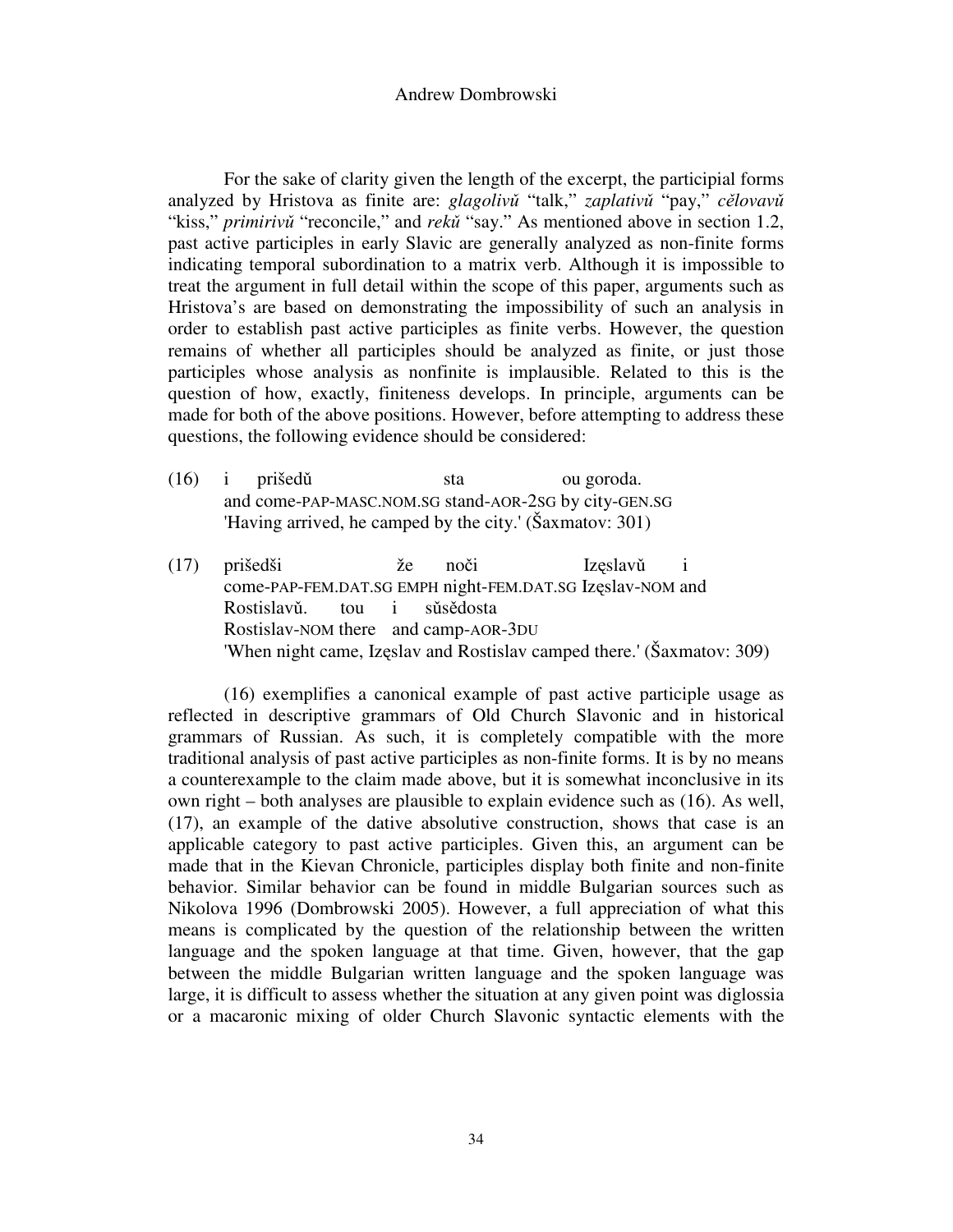For the sake of clarity given the length of the excerpt, the participial forms analyzed by Hristova as finite are: *glagolivŭ* "talk," *zaplativŭ* "pay," *cělovavŭ* "kiss," *primirivŭ* "reconcile," and *rekŭ* "say." As mentioned above in section 1.2, past active participles in early Slavic are generally analyzed as non-finite forms indicating temporal subordination to a matrix verb. Although it is impossible to treat the argument in full detail within the scope of this paper, arguments such as Hristova's are based on demonstrating the impossibility of such an analysis in order to establish past active participles as finite verbs. However, the question remains of whether all participles should be analyzed as finite, or just those participles whose analysis as nonfinite is implausible. Related to this is the question of how, exactly, finiteness develops. In principle, arguments can be made for both of the above positions. However, before attempting to address these questions, the following evidence should be considered:

(16) i prišedŭ sta ou goroda.
and come-PAP-MASC.NOM.SG stand-AOR-2SG by city-GEN.SG
'Having arrived, he camped by the city.' (Šaxmatov: 301)

(17) prišedši že noči Izęslavŭ i
come-PAP-FEM.DAT.SG EMPH night-FEM.DAT.SG Izęslav-NOM and
Rostislavŭ. tou i sŭsědosta
Rostislav-NOM there and camp-AOR-3DU
'When night came, Izęslav and Rostislav camped there.' (Šaxmatov: 309)

(16) exemplifies a canonical example of past active participle usage as reflected in descriptive grammars of Old Church Slavonic and in historical grammars of Russian. As such, it is completely compatible with the more traditional analysis of past active participles as non-finite forms. It is by no means a counterexample to the claim made above, but it is somewhat inconclusive in its own right – both analyses are plausible to explain evidence such as (16). As well, (17), an example of the dative absolutive construction, shows that case is an applicable category to past active participles. Given this, an argument can be made that in the Kievan Chronicle, participles display both finite and non-finite behavior. Similar behavior can be found in middle Bulgarian sources such as Nikolova 1996 (Dombrowski 2005). However, a full appreciation of what this means is complicated by the question of the relationship between the written language and the spoken language at that time. Given, however, that the gap between the middle Bulgarian written language and the spoken language was large, it is difficult to assess whether the situation at any given point was diglossia or a macaronic mixing of older Church Slavonic syntactic elements with the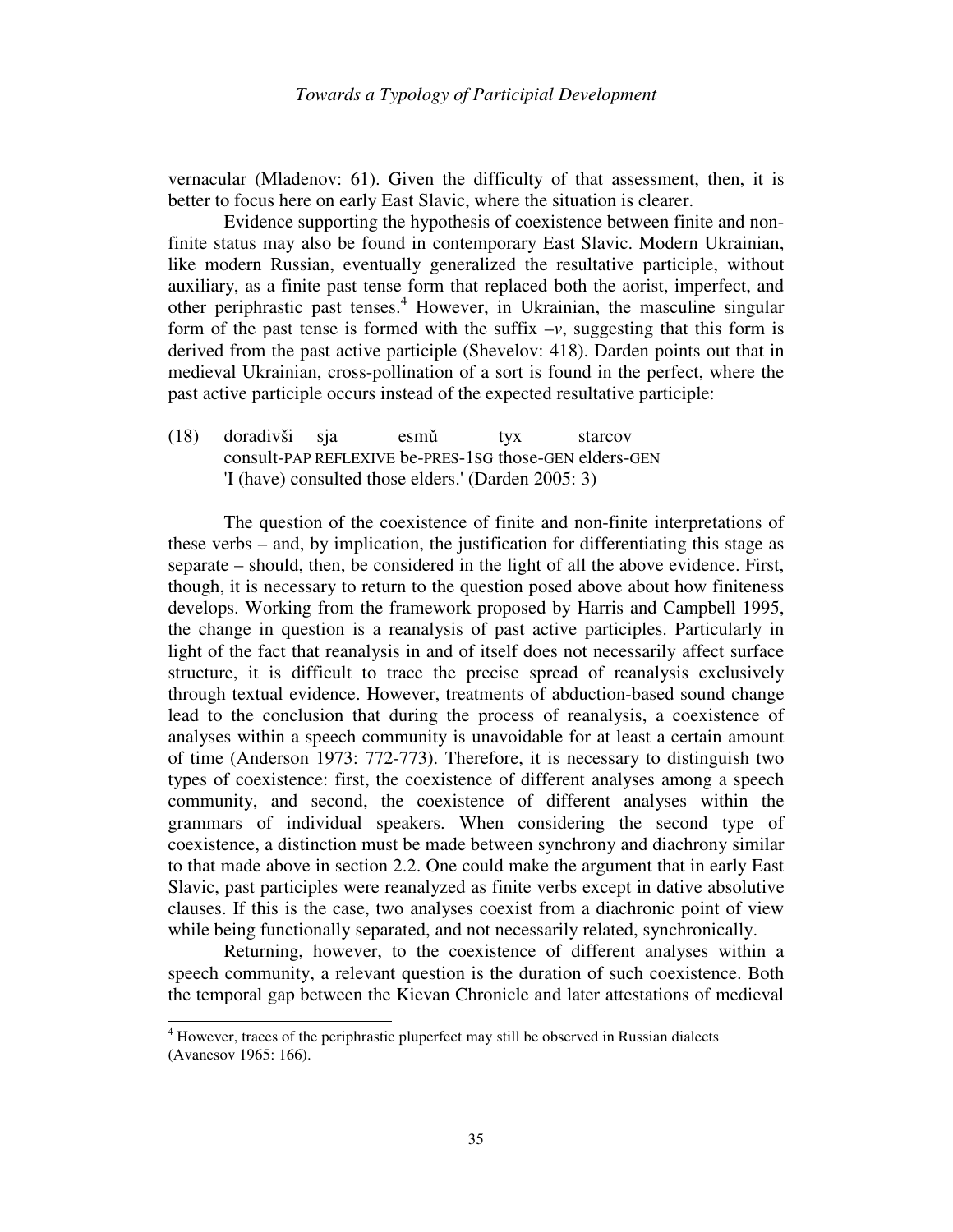vernacular (Mladenov: 61). Given the difficulty of that assessment, then, it is better to focus here on early East Slavic, where the situation is clearer.

Evidence supporting the hypothesis of coexistence between finite and non-finite status may also be found in contemporary East Slavic. Modern Ukrainian, like modern Russian, eventually generalized the resultative participle, without auxiliary, as a finite past tense form that replaced both the aorist, imperfect, and other periphrastic past tenses.[4] However, in Ukrainian, the masculine singular form of the past tense is formed with the suffix *–v*, suggesting that this form is derived from the past active participle (Shevelov: 418). Darden points out that in medieval Ukrainian, cross-pollination of a sort is found in the perfect, where the past active participle occurs instead of the expected resultative participle:

(18) doradivši sja esmŭ tyx starcov
consult-PAP REFLEXIVE be-PRES-1SG those-GEN elders-GEN
'I (have) consulted those elders.' (Darden 2005: 3)

The question of the coexistence of finite and non-finite interpretations of these verbs – and, by implication, the justification for differentiating this stage as separate – should, then, be considered in the light of all the above evidence. First, though, it is necessary to return to the question posed above about how finiteness develops. Working from the framework proposed by Harris and Campbell 1995, the change in question is a reanalysis of past active participles. Particularly in light of the fact that reanalysis in and of itself does not necessarily affect surface structure, it is difficult to trace the precise spread of reanalysis exclusively through textual evidence. However, treatments of abduction-based sound change lead to the conclusion that during the process of reanalysis, a coexistence of analyses within a speech community is unavoidable for at least a certain amount of time (Anderson 1973: 772-773). Therefore, it is necessary to distinguish two types of coexistence: first, the coexistence of different analyses among a speech community, and second, the coexistence of different analyses within the grammars of individual speakers. When considering the second type of coexistence, a distinction must be made between synchrony and diachrony similar to that made above in section 2.2. One could make the argument that in early East Slavic, past participles were reanalyzed as finite verbs except in dative absolutive clauses. If this is the case, two analyses coexist from a diachronic point of view while being functionally separated, and not necessarily related, synchronically.

Returning, however, to the coexistence of different analyses within a speech community, a relevant question is the duration of such coexistence. Both the temporal gap between the Kievan Chronicle and later attestations of medieval

[4] However, traces of the periphrastic pluperfect may still be observed in Russian dialects (Avanesov 1965: 166).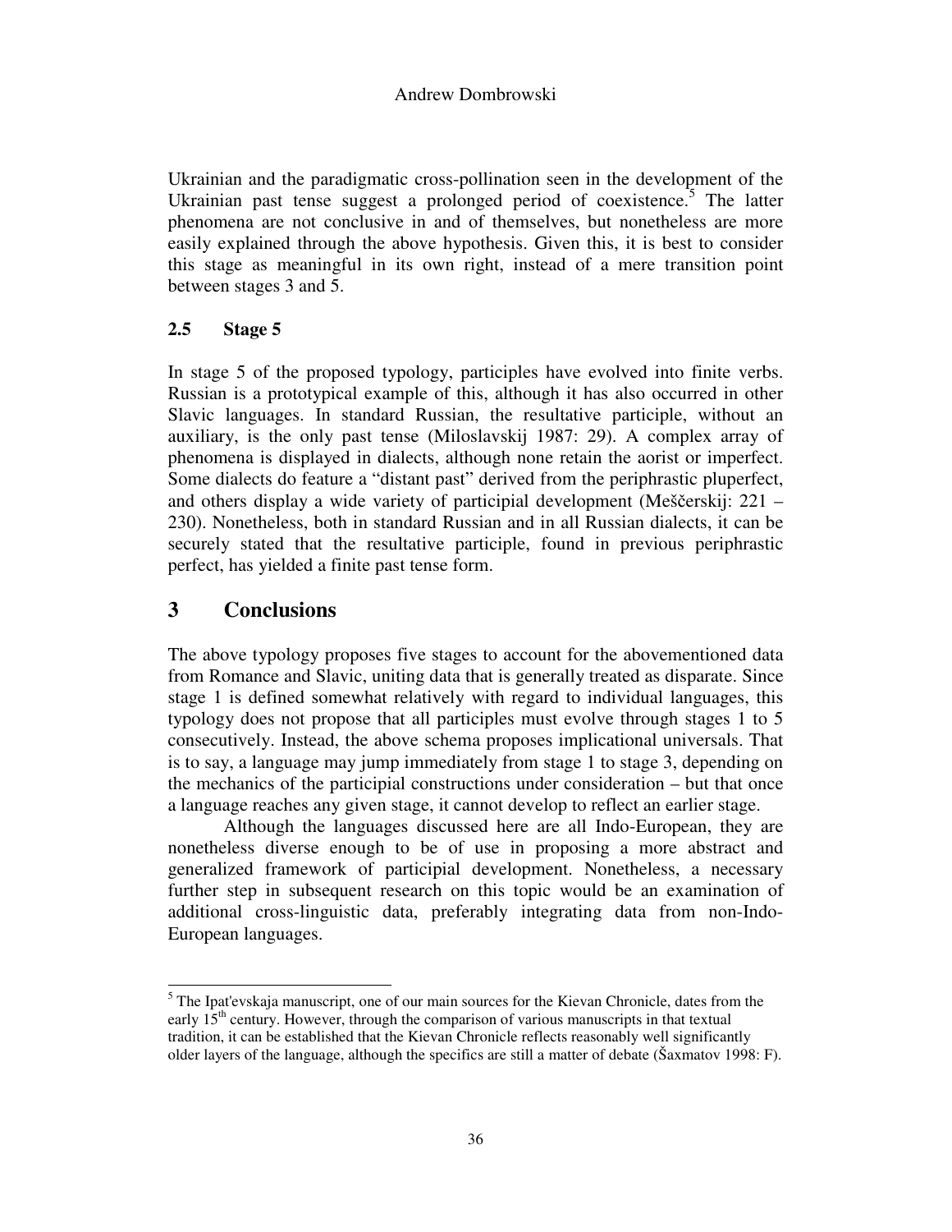Ukrainian and the paradigmatic cross-pollination seen in the development of the Ukrainian past tense suggest a prolonged period of coexistence.[5] The latter phenomena are not conclusive in and of themselves, but nonetheless are more easily explained through the above hypothesis. Given this, it is best to consider this stage as meaningful in its own right, instead of a mere transition point between stages 3 and 5.

### 2.5 Stage 5

In stage 5 of the proposed typology, participles have evolved into finite verbs. Russian is a prototypical example of this, although it has also occurred in other Slavic languages. In standard Russian, the resultative participle, without an auxiliary, is the only past tense (Miloslavskij 1987: 29). A complex array of phenomena is displayed in dialects, although none retain the aorist or imperfect. Some dialects do feature a "distant past" derived from the periphrastic pluperfect, and others display a wide variety of participial development (Meščerskij: 221 – 230). Nonetheless, both in standard Russian and in all Russian dialects, it can be securely stated that the resultative participle, found in previous periphrastic perfect, has yielded a finite past tense form.

## 3 Conclusions

The above typology proposes five stages to account for the abovementioned data from Romance and Slavic, uniting data that is generally treated as disparate. Since stage 1 is defined somewhat relatively with regard to individual languages, this typology does not propose that all participles must evolve through stages 1 to 5 consecutively. Instead, the above schema proposes implicational universals. That is to say, a language may jump immediately from stage 1 to stage 3, depending on the mechanics of the participial constructions under consideration – but that once a language reaches any given stage, it cannot develop to reflect an earlier stage.

Although the languages discussed here are all Indo-European, they are nonetheless diverse enough to be of use in proposing a more abstract and generalized framework of participial development. Nonetheless, a necessary further step in subsequent research on this topic would be an examination of additional cross-linguistic data, preferably integrating data from non-Indo-European languages.

---

[5] The Ipat'evskaja manuscript, one of our main sources for the Kievan Chronicle, dates from the early 15th century. However, through the comparison of various manuscripts in that textual tradition, it can be established that the Kievan Chronicle reflects reasonably well significantly older layers of the language, although the specifics are still a matter of debate (Šaxmatov 1998: F).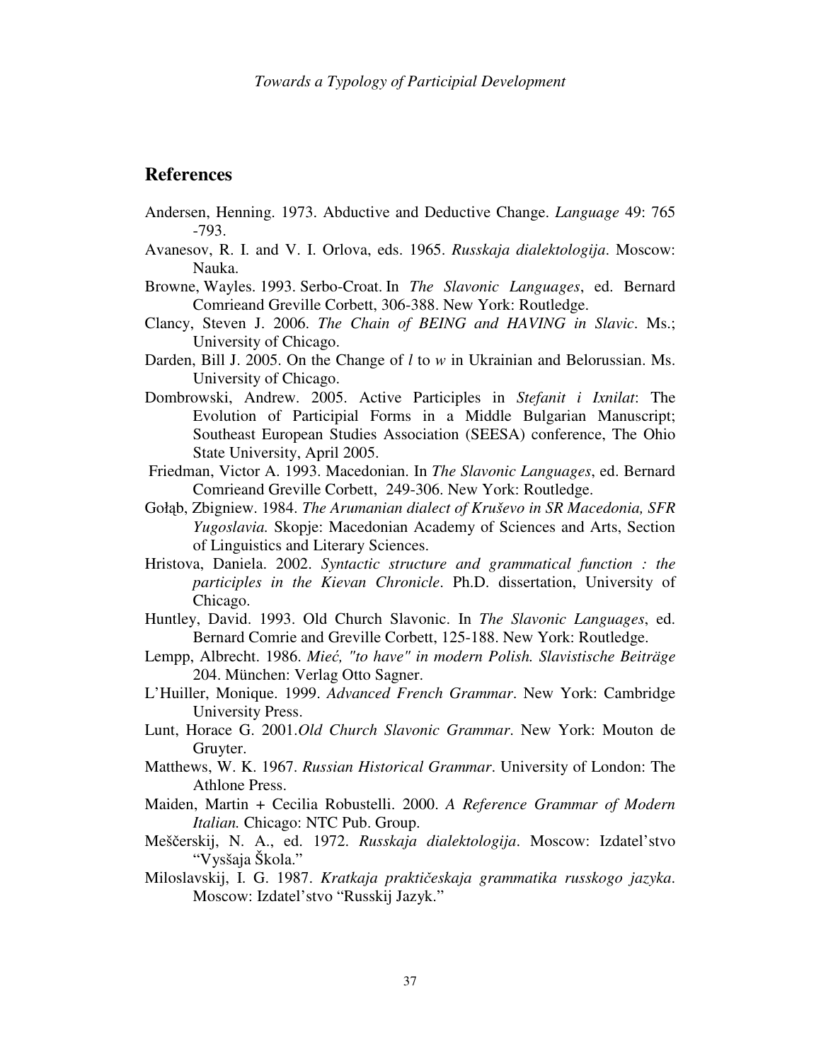## References

Andersen, Henning. 1973. Abductive and Deductive Change. *Language* 49: 765 -793.

Avanesov, R. I. and V. I. Orlova, eds. 1965. *Russkaja dialektologija*. Moscow: Nauka.

Browne, Wayles. 1993. Serbo-Croat. In *The Slavonic Languages*, ed. Bernard Comrieand Greville Corbett, 306-388. New York: Routledge.

Clancy, Steven J. 2006. *The Chain of BEING and HAVING in Slavic*. Ms.; University of Chicago.

Darden, Bill J. 2005. On the Change of *l* to *w* in Ukrainian and Belorussian. Ms. University of Chicago.

Dombrowski, Andrew. 2005. Active Participles in *Stefanit i Ixnilat*: The Evolution of Participial Forms in a Middle Bulgarian Manuscript; Southeast European Studies Association (SEESA) conference, The Ohio State University, April 2005.

Friedman, Victor A. 1993. Macedonian. In *The Slavonic Languages*, ed. Bernard Comrieand Greville Corbett, 249-306. New York: Routledge.

Gołąb, Zbigniew. 1984. *The Arumanian dialect of Kruševo in SR Macedonia, SFR Yugoslavia.* Skopje: Macedonian Academy of Sciences and Arts, Section of Linguistics and Literary Sciences.

Hristova, Daniela. 2002. *Syntactic structure and grammatical function : the participles in the Kievan Chronicle*. Ph.D. dissertation, University of Chicago.

Huntley, David. 1993. Old Church Slavonic. In *The Slavonic Languages*, ed. Bernard Comrie and Greville Corbett, 125-188. New York: Routledge.

Lempp, Albrecht. 1986. *Mieć, "to have" in modern Polish. Slavistische Beiträge* 204. München: Verlag Otto Sagner.

L'Huiller, Monique. 1999. *Advanced French Grammar*. New York: Cambridge University Press.

Lunt, Horace G. 2001.*Old Church Slavonic Grammar*. New York: Mouton de Gruyter.

Matthews, W. K. 1967. *Russian Historical Grammar*. University of London: The Athlone Press.

Maiden, Martin + Cecilia Robustelli. 2000. *A Reference Grammar of Modern Italian.* Chicago: NTC Pub. Group.

Meščerskij, N. A., ed. 1972. *Russkaja dialektologija*. Moscow: Izdatel'stvo "Vyssaja Škola."

Miloslavskij, I. G. 1987. *Kratkaja praktičeskaja grammatika russkogo jazyka*. Moscow: Izdatel'stvo "Russkij Jazyk."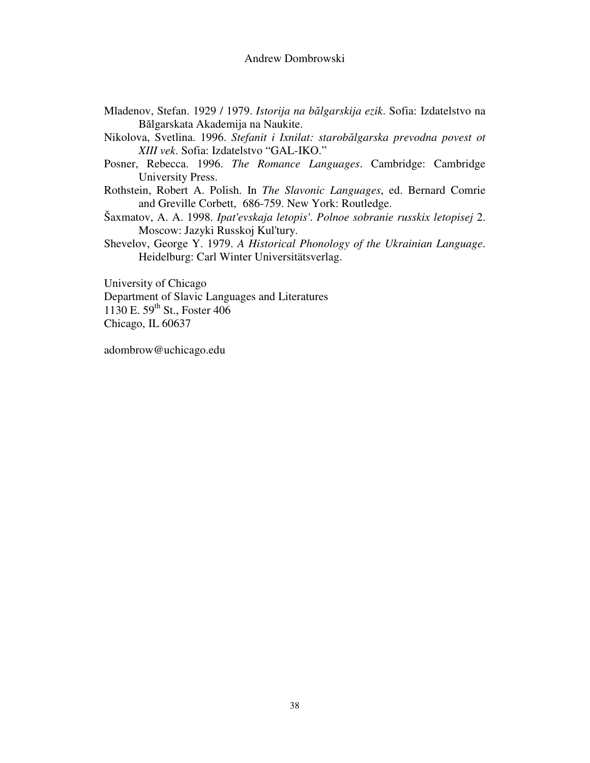Mladenov, Stefan. 1929 / 1979. *Istorija na bălgarskija ezik*. Sofia: Izdatelstvo na Bălgarskata Akademija na Naukite.

Nikolova, Svetlina. 1996. *Stefanit i Ixnilat: starobălgarska prevodna povest ot XIII vek*. Sofia: Izdatelstvo "GAL-IKO."

Posner, Rebecca. 1996. *The Romance Languages*. Cambridge: Cambridge University Press.

Rothstein, Robert A. Polish. In *The Slavonic Languages*, ed. Bernard Comrie and Greville Corbett, 686-759. New York: Routledge.

Šaxmatov, A. A. 1998. *Ipat'evskaja letopis'*. *Polnoe sobranie russkix letopisej* 2. Moscow: Jazyki Russkoj Kul'tury.

Shevelov, George Y. 1979. *A Historical Phonology of the Ukrainian Language*. Heidelburg: Carl Winter Universitätsverlag.

University of Chicago
Department of Slavic Languages and Literatures
1130 E. 59th St., Foster 406
Chicago, IL 60637

adombrow@uchicago.edu